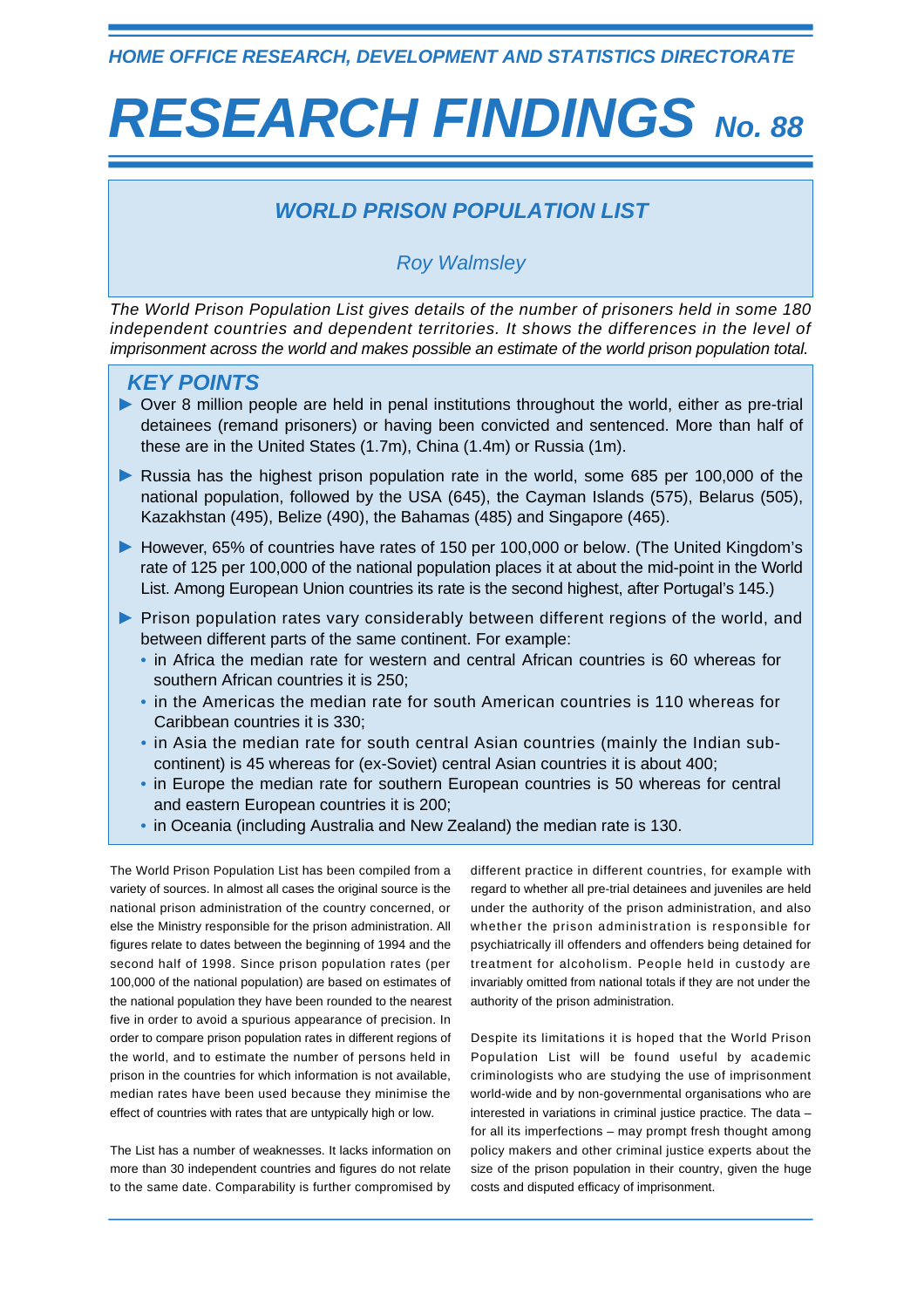HOME OFFICE RESEARCH, DEVELOPMENT AND STATISTICS DIRECTORATE

# RESEARCH FINDINGS No. 88

## WORLD PRISON POPULATION LIST

*Roy Walmsley*

*The World Prison Population List gives details of the number of prisoners held in some 180 independent countries and dependent territories. It shows the differences in the level of imprisonment across the world and makes possible an estimate of the world prison population total.*

## KEY POINTS

- Over 8 million people are held in penal institutions throughout the world, either as pre-trial detainees (remand prisoners) or having been convicted and sentenced. More than half of these are in the United States (1.7m), China (1.4m) or Russia (1m).
- Russia has the highest prison population rate in the world, some 685 per 100,000 of the national population, followed by the USA (645), the Cayman Islands (575), Belarus (505), Kazakhstan (495), Belize (490), the Bahamas (485) and Singapore (465).
- However, 65% of countries have rates of 150 per 100,000 or below. (The United Kingdom's rate of 125 per 100,000 of the national population places it at about the mid-point in the World List. Among European Union countries its rate is the second highest, after Portugal's 145.)
- Prison population rates vary considerably between different regions of the world, and between different parts of the same continent. For example:
  - in Africa the median rate for western and central African countries is 60 whereas for southern African countries it is 250;
  - in the Americas the median rate for south American countries is 110 whereas for Caribbean countries it is 330;
  - in Asia the median rate for south central Asian countries (mainly the Indian sub-continent) is 45 whereas for (ex-Soviet) central Asian countries it is about 400;
  - in Europe the median rate for southern European countries is 50 whereas for central and eastern European countries it is 200;
  - in Oceania (including Australia and New Zealand) the median rate is 130.

The World Prison Population List has been compiled from a variety of sources. In almost all cases the original source is the national prison administration of the country concerned, or else the Ministry responsible for the prison administration. All figures relate to dates between the beginning of 1994 and the second half of 1998. Since prison population rates (per 100,000 of the national population) are based on estimates of the national population they have been rounded to the nearest five in order to avoid a spurious appearance of precision. In order to compare prison population rates in different regions of the world, and to estimate the number of persons held in prison in the countries for which information is not available, median rates have been used because they minimise the effect of countries with rates that are untypically high or low.

The List has a number of weaknesses. It lacks information on more than 30 independent countries and figures do not relate to the same date. Comparability is further compromised by different practice in different countries, for example with regard to whether all pre-trial detainees and juveniles are held under the authority of the prison administration, and also whether the prison administration is responsible for psychiatrically ill offenders and offenders being detained for treatment for alcoholism. People held in custody are invariably omitted from national totals if they are not under the authority of the prison administration.

Despite its limitations it is hoped that the World Prison Population List will be found useful by academic criminologists who are studying the use of imprisonment world-wide and by non-governmental organisations who are interested in variations in criminal justice practice. The data – for all its imperfections – may prompt fresh thought among policy makers and other criminal justice experts about the size of the prison population in their country, given the huge costs and disputed efficacy of imprisonment.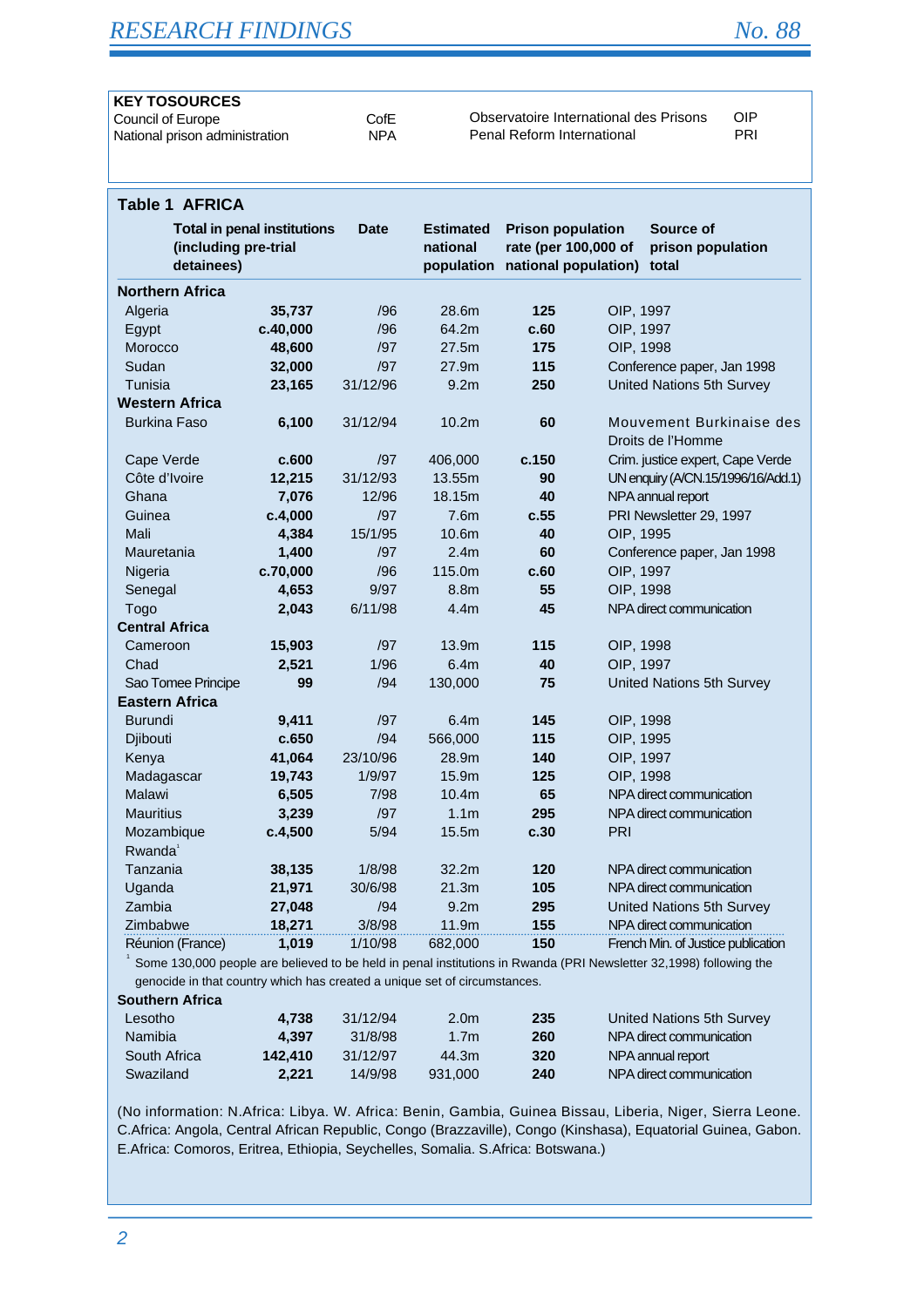**KEY TOSOURCES**

| | | | |
|---|---|---|---|
| Council of Europe | CofE | Observatoire International des Prisons | OIP |
| National prison administration | NPA | Penal Reform International | PRI |

**Table 1 AFRICA**

| | Total in penal institutions (including pre-trial detainees) | Date | Estimated national population | Prison population rate (per 100,000 of national population) | Source of prison population total |
|---|---|---|---|---|---|
| **Northern Africa** | | | | | |
| Algeria | **35,737** | /96 | 28.6m | **125** | OIP, 1997 |
| Egypt | **c.40,000** | /96 | 64.2m | **c.60** | OIP, 1997 |
| Morocco | **48,600** | /97 | 27.5m | **175** | OIP, 1998 |
| Sudan | **32,000** | /97 | 27.9m | **115** | Conference paper, Jan 1998 |
| Tunisia | **23,165** | 31/12/96 | 9.2m | **250** | United Nations 5th Survey |
| **Western Africa** | | | | | |
| Burkina Faso | **6,100** | 31/12/94 | 10.2m | **60** | Mouvement Burkinaise des Droits de l'Homme |
| Cape Verde | **c.600** | /97 | 406,000 | **c.150** | Crim. justice expert, Cape Verde |
| Côte d'Ivoire | **12,215** | 31/12/93 | 13.55m | **90** | UN enquiry (A/CN.15/1996/16/Add.1) |
| Ghana | **7,076** | 12/96 | 18.15m | **40** | NPA annual report |
| Guinea | **c.4,000** | /97 | 7.6m | **c.55** | PRI Newsletter 29, 1997 |
| Mali | **4,384** | 15/1/95 | 10.6m | **40** | OIP, 1995 |
| Mauretania | **1,400** | /97 | 2.4m | **60** | Conference paper, Jan 1998 |
| Nigeria | **c.70,000** | /96 | 115.0m | **c.60** | OIP, 1997 |
| Senegal | **4,653** | 9/97 | 8.8m | **55** | OIP, 1998 |
| Togo | **2,043** | 6/11/98 | 4.4m | **45** | NPA direct communication |
| **Central Africa** | | | | | |
| Cameroon | **15,903** | /97 | 13.9m | **115** | OIP, 1998 |
| Chad | **2,521** | 1/96 | 6.4m | **40** | OIP, 1997 |
| Sao Tomee Principe | **99** | /94 | 130,000 | **75** | United Nations 5th Survey |
| **Eastern Africa** | | | | | |
| Burundi | **9,411** | /97 | 6.4m | **145** | OIP, 1998 |
| Djibouti | **c.650** | /94 | 566,000 | **115** | OIP, 1995 |
| Kenya | **41,064** | 23/10/96 | 28.9m | **140** | OIP, 1997 |
| Madagascar | **19,743** | 1/9/97 | 15.9m | **125** | OIP, 1998 |
| Malawi | **6,505** | 7/98 | 10.4m | **65** | NPA direct communication |
| Mauritius | **3,239** | /97 | 1.1m | **295** | NPA direct communication |
| Mozambique | **c.4,500** | 5/94 | 15.5m | **c.30** | PRI |
| Rwanda[1] | | | | | |
| Tanzania | **38,135** | 1/8/98 | 32.2m | **120** | NPA direct communication |
| Uganda | **21,971** | 30/6/98 | 21.3m | **105** | NPA direct communication |
| Zambia | **27,048** | /94 | 9.2m | **295** | United Nations 5th Survey |
| Zimbabwe | **18,271** | 3/8/98 | 11.9m | **155** | NPA direct communication |
| Réunion (France) | **1,019** | 1/10/98 | 682,000 | **150** | French Min. of Justice publication |
| **Southern Africa** | | | | | |
| Lesotho | **4,738** | 31/12/94 | 2.0m | **235** | United Nations 5th Survey |
| Namibia | **4,397** | 31/8/98 | 1.7m | **260** | NPA direct communication |
| South Africa | **142,410** | 31/12/97 | 44.3m | **320** | NPA annual report |
| Swaziland | **2,221** | 14/9/98 | 931,000 | **240** | NPA direct communication |

[1] Some 130,000 people are believed to be held in penal institutions in Rwanda (PRI Newsletter 32,1998) following the genocide in that country which has created a unique set of circumstances.

(No information: N.Africa: Libya. W. Africa: Benin, Gambia, Guinea Bissau, Liberia, Niger, Sierra Leone. C.Africa: Angola, Central African Republic, Congo (Brazzaville), Congo (Kinshasa), Equatorial Guinea, Gabon. E.Africa: Comoros, Eritrea, Ethiopia, Seychelles, Somalia. S.Africa: Botswana.)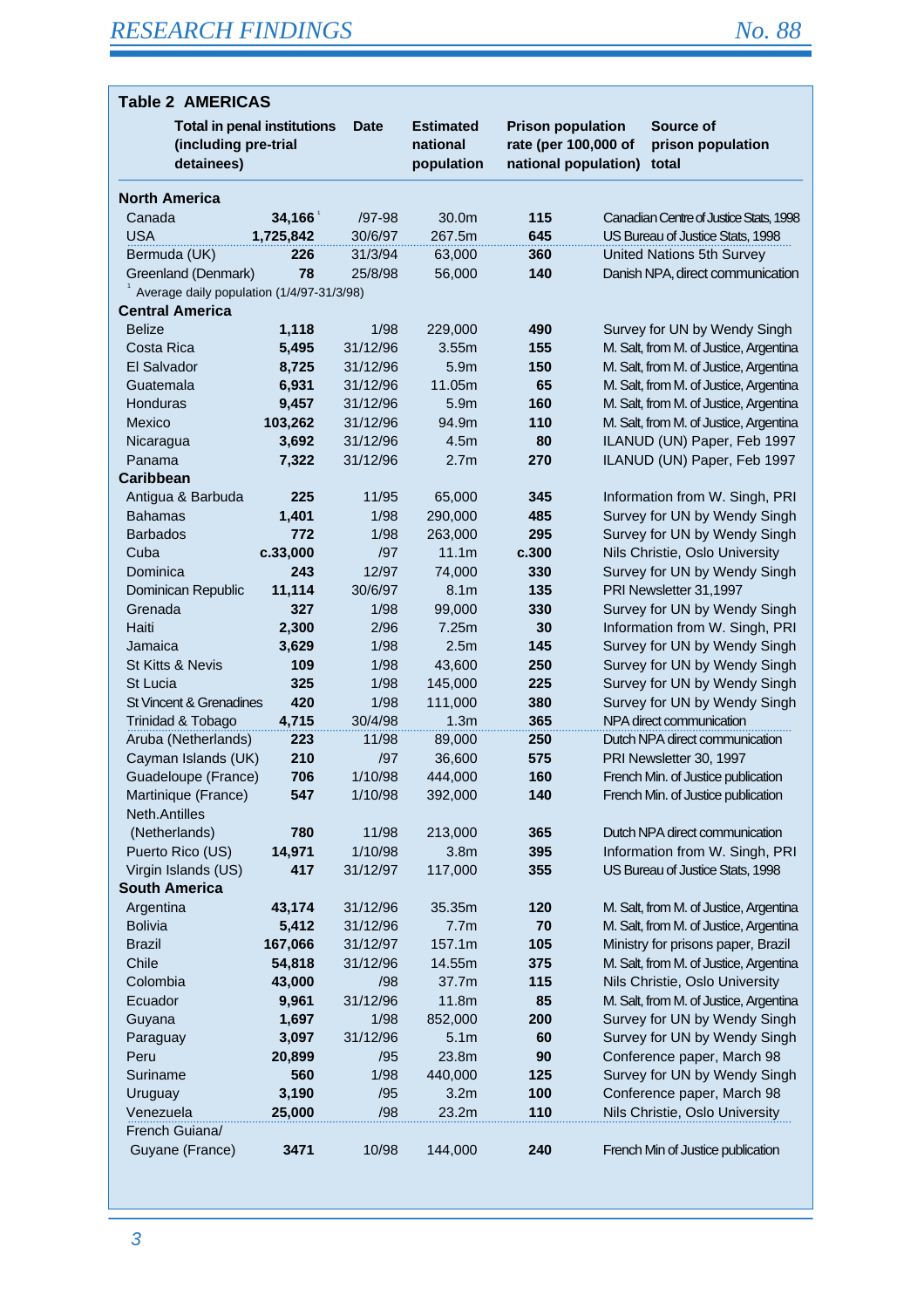## Table 2 AMERICAS

| | Total in penal institutions (including pre-trial detainees) | Date | Estimated national population | Prison population rate (per 100,000 of national population) | Source of prison population total |
|---|---|---|---|---|---|
| **North America** | | | | | |
| Canada | **34,166** [1] | /97-98 | 30.0m | **115** | Canadian Centre of Justice Stats, 1998 |
| USA | **1,725,842** | 30/6/97 | 267.5m | **645** | US Bureau of Justice Stats, 1998 |
| Bermuda (UK) | **226** | 31/3/94 | 63,000 | **360** | United Nations 5th Survey |
| Greenland (Denmark) | **78** | 25/8/98 | 56,000 | **140** | Danish NPA, direct communication |
| [1] Average daily population (1/4/97-31/3/98) | | | | | |
| **Central America** | | | | | |
| Belize | **1,118** | 1/98 | 229,000 | **490** | Survey for UN by Wendy Singh |
| Costa Rica | **5,495** | 31/12/96 | 3.55m | **155** | M. Salt, from M. of Justice, Argentina |
| El Salvador | **8,725** | 31/12/96 | 5.9m | **150** | M. Salt, from M. of Justice, Argentina |
| Guatemala | **6,931** | 31/12/96 | 11.05m | **65** | M. Salt, from M. of Justice, Argentina |
| Honduras | **9,457** | 31/12/96 | 5.9m | **160** | M. Salt, from M. of Justice, Argentina |
| Mexico | **103,262** | 31/12/96 | 94.9m | **110** | M. Salt, from M. of Justice, Argentina |
| Nicaragua | **3,692** | 31/12/96 | 4.5m | **80** | ILANUD (UN) Paper, Feb 1997 |
| Panama | **7,322** | 31/12/96 | 2.7m | **270** | ILANUD (UN) Paper, Feb 1997 |
| **Caribbean** | | | | | |
| Antigua & Barbuda | **225** | 11/95 | 65,000 | **345** | Information from W. Singh, PRI |
| Bahamas | **1,401** | 1/98 | 290,000 | **485** | Survey for UN by Wendy Singh |
| Barbados | **772** | 1/98 | 263,000 | **295** | Survey for UN by Wendy Singh |
| Cuba | **c.33,000** | /97 | 11.1m | **c.300** | Nils Christie, Oslo University |
| Dominica | **243** | 12/97 | 74,000 | **330** | Survey for UN by Wendy Singh |
| Dominican Republic | **11,114** | 30/6/97 | 8.1m | **135** | PRI Newsletter 31,1997 |
| Grenada | **327** | 1/98 | 99,000 | **330** | Survey for UN by Wendy Singh |
| Haiti | **2,300** | 2/96 | 7.25m | **30** | Information from W. Singh, PRI |
| Jamaica | **3,629** | 1/98 | 2.5m | **145** | Survey for UN by Wendy Singh |
| St Kitts & Nevis | **109** | 1/98 | 43,600 | **250** | Survey for UN by Wendy Singh |
| St Lucia | **325** | 1/98 | 145,000 | **225** | Survey for UN by Wendy Singh |
| St Vincent & Grenadines | **420** | 1/98 | 111,000 | **380** | Survey for UN by Wendy Singh |
| Trinidad & Tobago | **4,715** | 30/4/98 | 1.3m | **365** | NPA direct communication |
| Aruba (Netherlands) | **223** | 11/98 | 89,000 | **250** | Dutch NPA direct communication |
| Cayman Islands (UK) | **210** | /97 | 36,600 | **575** | PRI Newsletter 30, 1997 |
| Guadeloupe (France) | **706** | 1/10/98 | 444,000 | **160** | French Min. of Justice publication |
| Martinique (France) | **547** | 1/10/98 | 392,000 | **140** | French Min. of Justice publication |
| Neth.Antilles (Netherlands) | **780** | 11/98 | 213,000 | **365** | Dutch NPA direct communication |
| Puerto Rico (US) | **14,971** | 1/10/98 | 3.8m | **395** | Information from W. Singh, PRI |
| Virgin Islands (US) | **417** | 31/12/97 | 117,000 | **355** | US Bureau of Justice Stats, 1998 |
| **South America** | | | | | |
| Argentina | **43,174** | 31/12/96 | 35.35m | **120** | M. Salt, from M. of Justice, Argentina |
| Bolivia | **5,412** | 31/12/96 | 7.7m | **70** | M. Salt, from M. of Justice, Argentina |
| Brazil | **167,066** | 31/12/97 | 157.1m | **105** | Ministry for prisons paper, Brazil |
| Chile | **54,818** | 31/12/96 | 14.55m | **375** | M. Salt, from M. of Justice, Argentina |
| Colombia | **43,000** | /98 | 37.7m | **115** | Nils Christie, Oslo University |
| Ecuador | **9,961** | 31/12/96 | 11.8m | **85** | M. Salt, from M. of Justice, Argentina |
| Guyana | **1,697** | 1/98 | 852,000 | **200** | Survey for UN by Wendy Singh |
| Paraguay | **3,097** | 31/12/96 | 5.1m | **60** | Survey for UN by Wendy Singh |
| Peru | **20,899** | /95 | 23.8m | **90** | Conference paper, March 98 |
| Suriname | **560** | 1/98 | 440,000 | **125** | Survey for UN by Wendy Singh |
| Uruguay | **3,190** | /95 | 3.2m | **100** | Conference paper, March 98 |
| Venezuela | **25,000** | /98 | 23.2m | **110** | Nils Christie, Oslo University |
| French Guiana/ Guyane (France) | **3471** | 10/98 | 144,000 | **240** | French Min of Justice publication |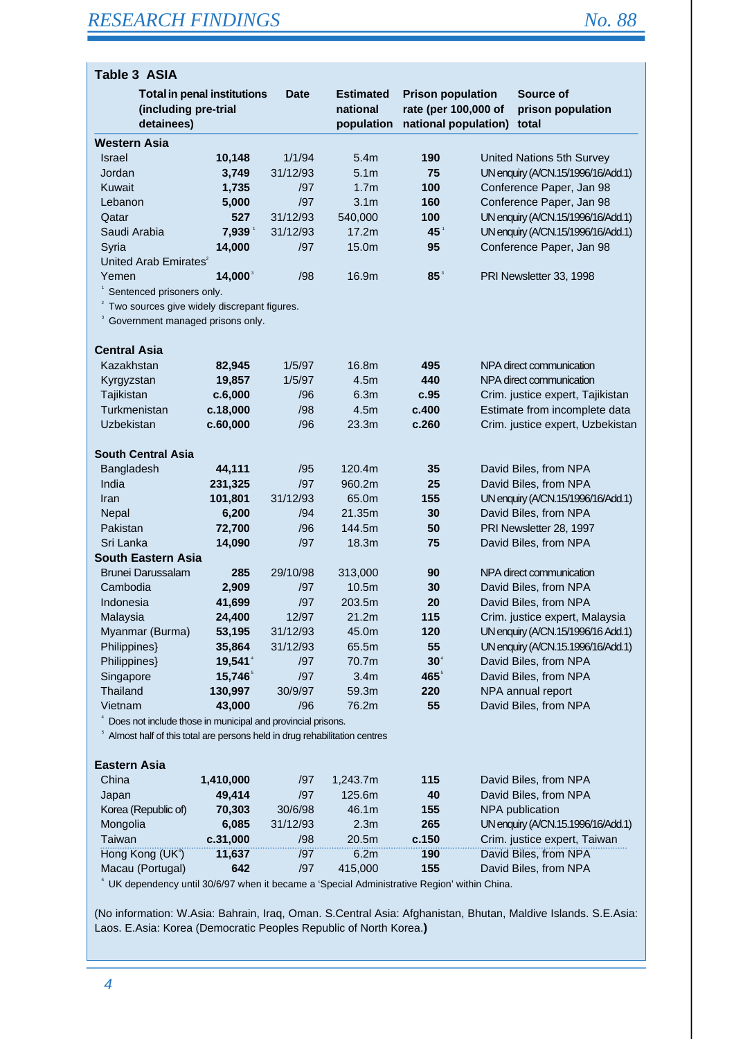## Table 3 ASIA

| | Total in penal institutions (including pre-trial detainees) | Date | Estimated national population | Prison population rate (per 100,000 of national population) | Source of prison population total |
|---|---|---|---|---|---|
| **Western Asia** | | | | | |
| Israel | **10,148** | 1/1/94 | 5.4m | **190** | United Nations 5th Survey |
| Jordan | **3,749** | 31/12/93 | 5.1m | **75** | UN enquiry (A/CN.15/1996/16/Add.1) |
| Kuwait | **1,735** | /97 | 1.7m | **100** | Conference Paper, Jan 98 |
| Lebanon | **5,000** | /97 | 3.1m | **160** | Conference Paper, Jan 98 |
| Qatar | **527** | 31/12/93 | 540,000 | **100** | UN enquiry (A/CN.15/1996/16/Add.1) |
| Saudi Arabia | **7,939** [1] | 31/12/93 | 17.2m | **45** [1] | UN enquiry (A/CN.15/1996/16/Add.1) |
| Syria | **14,000** | /97 | 15.0m | **95** | Conference Paper, Jan 98 |
| United Arab Emirates[2] | | | | | |
| Yemen | **14,000** [3] | /98 | 16.9m | **85** [3] | PRI Newsletter 33, 1998 |

[1] Sentenced prisoners only.
[2] Two sources give widely discrepant figures.
[3] Government managed prisons only.

| | Total | Date | Population | Rate | Source |
|---|---|---|---|---|---|
| **Central Asia** | | | | | |
| Kazakhstan | **82,945** | 1/5/97 | 16.8m | **495** | NPA direct communication |
| Kyrgyzstan | **19,857** | 1/5/97 | 4.5m | **440** | NPA direct communication |
| Tajikistan | **c.6,000** | /96 | 6.3m | **c.95** | Crim. justice expert, Tajikistan |
| Turkmenistan | **c.18,000** | /98 | 4.5m | **c.400** | Estimate from incomplete data |
| Uzbekistan | **c.60,000** | /96 | 23.3m | **c.260** | Crim. justice expert, Uzbekistan |
| **South Central Asia** | | | | | |
| Bangladesh | **44,111** | /95 | 120.4m | **35** | David Biles, from NPA |
| India | **231,325** | /97 | 960.2m | **25** | David Biles, from NPA |
| Iran | **101,801** | 31/12/93 | 65.0m | **155** | UN enquiry (A/CN.15/1996/16/Add.1) |
| Nepal | **6,200** | /94 | 21.35m | **30** | David Biles, from NPA |
| Pakistan | **72,700** | /96 | 144.5m | **50** | PRI Newsletter 28, 1997 |
| Sri Lanka | **14,090** | /97 | 18.3m | **75** | David Biles, from NPA |
| **South Eastern Asia** | | | | | |
| Brunei Darussalam | **285** | 29/10/98 | 313,000 | **90** | NPA direct communication |
| Cambodia | **2,909** | /97 | 10.5m | **30** | David Biles, from NPA |
| Indonesia | **41,699** | /97 | 203.5m | **20** | David Biles, from NPA |
| Malaysia | **24,400** | 12/97 | 21.2m | **115** | Crim. justice expert, Malaysia |
| Myanmar (Burma) | **53,195** | 31/12/93 | 45.0m | **120** | UN enquiry (A/CN.15/1996/16 Add.1) |
| Philippines} | **35,864** | 31/12/93 | 65.5m | **55** | UN enquiry (A/CN.15.1996/16/Add.1) |
| Philippines} | **19,541** [4] | /97 | 70.7m | **30** [4] | David Biles, from NPA |
| Singapore | **15,746** [5] | /97 | 3.4m | **465** [5] | David Biles, from NPA |
| Thailand | **130,997** | 30/9/97 | 59.3m | **220** | NPA annual report |
| Vietnam | **43,000** | /96 | 76.2m | **55** | David Biles, from NPA |

[4] Does not include those in municipal and provincial prisons.
[5] Almost half of this total are persons held in drug rehabilitation centres

| | Total | Date | Population | Rate | Source |
|---|---|---|---|---|---|
| **Eastern Asia** | | | | | |
| China | **1,410,000** | /97 | 1,243.7m | **115** | David Biles, from NPA |
| Japan | **49,414** | /97 | 125.6m | **40** | David Biles, from NPA |
| Korea (Republic of) | **70,303** | 30/6/98 | 46.1m | **155** | NPA publication |
| Mongolia | **6,085** | 31/12/93 | 2.3m | **265** | UN enquiry (A/CN.15.1996/16/Add.1) |
| Taiwan | **c.31,000** | /98 | 20.5m | **c.150** | Crim. justice expert, Taiwan |
| Hong Kong (UK[6]) | **11,637** | /97 | 6.2m | **190** | David Biles, from NPA |
| Macau (Portugal) | **642** | /97 | 415,000 | **155** | David Biles, from NPA |

[6] UK dependency until 30/6/97 when it became a 'Special Administrative Region' within China.

(No information: W.Asia: Bahrain, Iraq, Oman. S.Central Asia: Afghanistan, Bhutan, Maldive Islands. S.E.Asia: Laos. E.Asia: Korea (Democratic Peoples Republic of North Korea.**)**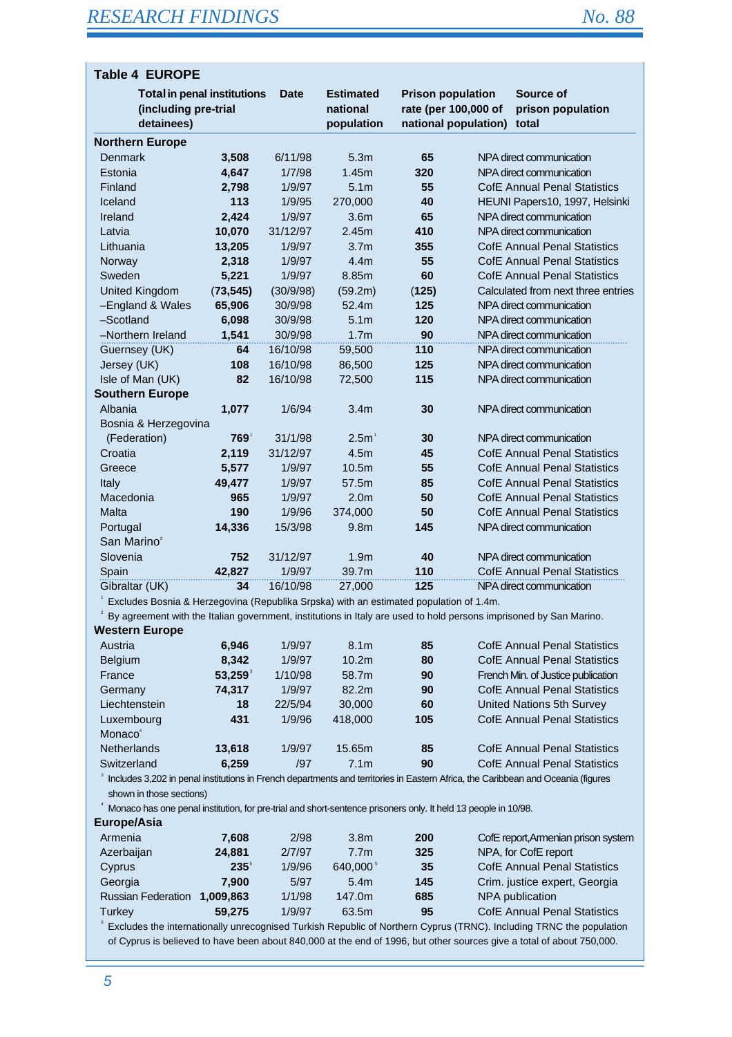**Table 4 EUROPE**

| | Total in penal institutions (including pre-trial detainees) | Date | Estimated national population | Prison population rate (per 100,000 of national population) | Source of prison population total |
|---|---|---|---|---|---|
| **Northern Europe** | | | | | |
| Denmark | **3,508** | 6/11/98 | 5.3m | **65** | NPA direct communication |
| Estonia | **4,647** | 1/7/98 | 1.45m | **320** | NPA direct communication |
| Finland | **2,798** | 1/9/97 | 5.1m | **55** | CofE Annual Penal Statistics |
| Iceland | **113** | 1/9/95 | 270,000 | **40** | HEUNI Papers10, 1997, Helsinki |
| Ireland | **2,424** | 1/9/97 | 3.6m | **65** | NPA direct communication |
| Latvia | **10,070** | 31/12/97 | 2.45m | **410** | NPA direct communication |
| Lithuania | **13,205** | 1/9/97 | 3.7m | **355** | CofE Annual Penal Statistics |
| Norway | **2,318** | 1/9/97 | 4.4m | **55** | CofE Annual Penal Statistics |
| Sweden | **5,221** | 1/9/97 | 8.85m | **60** | CofE Annual Penal Statistics |
| United Kingdom | **(73,545)** | (30/9/98) | (59.2m) | **(125)** | Calculated from next three entries |
| –England & Wales | **65,906** | 30/9/98 | 52.4m | **125** | NPA direct communication |
| –Scotland | **6,098** | 30/9/98 | 5.1m | **120** | NPA direct communication |
| –Northern Ireland | **1,541** | 30/9/98 | 1.7m | **90** | NPA direct communication |
| Guernsey (UK) | **64** | 16/10/98 | 59,500 | **110** | NPA direct communication |
| Jersey (UK) | **108** | 16/10/98 | 86,500 | **125** | NPA direct communication |
| Isle of Man (UK) | **82** | 16/10/98 | 72,500 | **115** | NPA direct communication |
| **Southern Europe** | | | | | |
| Albania | **1,077** | 1/6/94 | 3.4m | **30** | NPA direct communication |
| Bosnia & Herzegovina (Federation) | **769**[1] | 31/1/98 | 2.5m[1] | **30** | NPA direct communication |
| Croatia | **2,119** | 31/12/97 | 4.5m | **45** | CofE Annual Penal Statistics |
| Greece | **5,577** | 1/9/97 | 10.5m | **55** | CofE Annual Penal Statistics |
| Italy | **49,477** | 1/9/97 | 57.5m | **85** | CofE Annual Penal Statistics |
| Macedonia | **965** | 1/9/97 | 2.0m | **50** | CofE Annual Penal Statistics |
| Malta | **190** | 1/9/96 | 374,000 | **50** | CofE Annual Penal Statistics |
| Portugal | **14,336** | 15/3/98 | 9.8m | **145** | NPA direct communication |
| San Marino[2] | | | | | |
| Slovenia | **752** | 31/12/97 | 1.9m | **40** | NPA direct communication |
| Spain | **42,827** | 1/9/97 | 39.7m | **110** | CofE Annual Penal Statistics |
| Gibraltar (UK) | **34** | 16/10/98 | 27,000 | **125** | NPA direct communication |

[1] Excludes Bosnia & Herzegovina (Republika Srpska) with an estimated population of 1.4m.

[2] By agreement with the Italian government, institutions in Italy are used to hold persons imprisoned by San Marino.

| | Total in penal institutions (including pre-trial detainees) | Date | Estimated national population | Prison population rate (per 100,000 of national population) | Source of prison population total |
|---|---|---|---|---|---|
| **Western Europe** | | | | | |
| Austria | **6,946** | 1/9/97 | 8.1m | **85** | CofE Annual Penal Statistics |
| Belgium | **8,342** | 1/9/97 | 10.2m | **80** | CofE Annual Penal Statistics |
| France | **53,259**[3] | 1/10/98 | 58.7m | **90** | French Min. of Justice publication |
| Germany | **74,317** | 1/9/97 | 82.2m | **90** | CofE Annual Penal Statistics |
| Liechtenstein | **18** | 22/5/94 | 30,000 | **60** | United Nations 5th Survey |
| Luxembourg | **431** | 1/9/96 | 418,000 | **105** | CofE Annual Penal Statistics |
| Monaco[4] | | | | | |
| Netherlands | **13,618** | 1/9/97 | 15.65m | **85** | CofE Annual Penal Statistics |
| Switzerland | **6,259** | /97 | 7.1m | **90** | CofE Annual Penal Statistics |

[3] Includes 3,202 in penal institutions in French departments and territories in Eastern Africa, the Caribbean and Oceania (figures shown in those sections)

[4] Monaco has one penal institution, for pre-trial and short-sentence prisoners only. It held 13 people in 10/98.

| | Total in penal institutions (including pre-trial detainees) | Date | Estimated national population | Prison population rate (per 100,000 of national population) | Source of prison population total |
|---|---|---|---|---|---|
| **Europe/Asia** | | | | | |
| Armenia | **7,608** | 2/98 | 3.8m | **200** | CofE report,Armenian prison system |
| Azerbaijan | **24,881** | 2/7/97 | 7.7m | **325** | NPA, for CofE report |
| Cyprus | **235**[5] | 1/9/96 | 640,000[5] | **35** | CofE Annual Penal Statistics |
| Georgia | **7,900** | 5/97 | 5.4m | **145** | Crim. justice expert, Georgia |
| Russian Federation | **1,009,863** | 1/1/98 | 147.0m | **685** | NPA publication |
| Turkey | **59,275** | 1/9/97 | 63.5m | **95** | CofE Annual Penal Statistics |

[5] Excludes the internationally unrecognised Turkish Republic of Northern Cyprus (TRNC). Including TRNC the population of Cyprus is believed to have been about 840,000 at the end of 1996, but other sources give a total of about 750,000.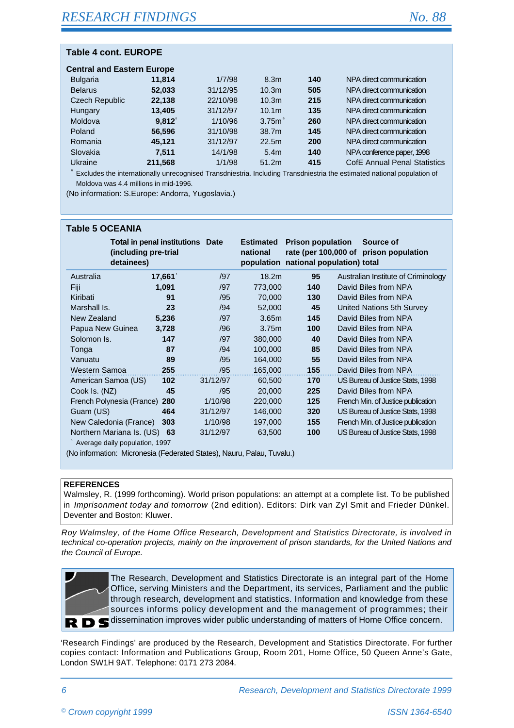## Table 4 cont. EUROPE

| | | | | | |
|---|---|---|---|---|---|
| **Central and Eastern Europe** | | | | | |
| Bulgaria | **11,814** | 1/7/98 | 8.3m | **140** | NPA direct communication |
| Belarus | **52,033** | 31/12/95 | 10.3m | **505** | NPA direct communication |
| Czech Republic | **22,138** | 22/10/98 | 10.3m | **215** | NPA direct communication |
| Hungary | **13,405** | 31/12/97 | 10.1m | **135** | NPA direct communication |
| Moldova | **9,812**[e] | 1/10/96 | 3.75m[e] | **260** | NPA direct communication |
| Poland | **56,596** | 31/10/98 | 38.7m | **145** | NPA direct communication |
| Romania | **45,121** | 31/12/97 | 22.5m | **200** | NPA direct communication |
| Slovakia | **7,511** | 14/1/98 | 5.4m | **140** | NPA conference paper, 1998 |
| Ukraine | **211,568** | 1/1/98 | 51.2m | **415** | CofE Annual Penal Statistics |

[e] Excludes the internationally unrecognised Transdniestria. Including Transdniestria the estimated national population of Moldova was 4.4 millions in mid-1996.

(No information: S.Europe: Andorra, Yugoslavia.)

## Table 5 OCEANIA

| | Total in penal institutions (including pre-trial detainees) | Date | Estimated national population | Prison population rate (per 100,000 of national population) | Source of prison population total |
|---|---|---|---|---|---|
| Australia | **17,661**[1] | /97 | 18.2m | **95** | Australian Institute of Criminology |
| Fiji | **1,091** | /97 | 773,000 | **140** | David Biles from NPA |
| Kiribati | **91** | /95 | 70,000 | **130** | David Biles from NPA |
| Marshall Is. | **23** | /94 | 52,000 | **45** | United Nations 5th Survey |
| New Zealand | **5,236** | /97 | 3.65m | **145** | David Biles from NPA |
| Papua New Guinea | **3,728** | /96 | 3.75m | **100** | David Biles from NPA |
| Solomon Is. | **147** | /97 | 380,000 | **40** | David Biles from NPA |
| Tonga | **87** | /94 | 100,000 | **85** | David Biles from NPA |
| Vanuatu | **89** | /95 | 164,000 | **55** | David Biles from NPA |
| Western Samoa | **255** | /95 | 165,000 | **155** | David Biles from NPA |
| American Samoa (US) | **102** | 31/12/97 | 60,500 | **170** | US Bureau of Justice Stats, 1998 |
| Cook Is. (NZ) | **45** | /95 | 20,000 | **225** | David Biles from NPA |
| French Polynesia (France) | **280** | 1/10/98 | 220,000 | **125** | French Min. of Justice publication |
| Guam (US) | **464** | 31/12/97 | 146,000 | **320** | US Bureau of Justice Stats, 1998 |
| New Caledonia (France) | **303** | 1/10/98 | 197,000 | **155** | French Min. of Justice publication |
| Northern Mariana Is. (US) | **63** | 31/12/97 | 63,500 | **100** | US Bureau of Justice Stats, 1998 |

[1] Average daily population, 1997

(No information: Micronesia (Federated States), Nauru, Palau, Tuvalu.)

### REFERENCES

Walmsley, R. (1999 forthcoming). World prison populations: an attempt at a complete list. To be published in *Imprisonment today and tomorrow* (2nd edition). Editors: Dirk van Zyl Smit and Frieder Dünkel. Deventer and Boston: Kluwer.

*Roy Walmsley, of the Home Office Research, Development and Statistics Directorate, is involved in technical co-operation projects, mainly on the improvement of prison standards, for the United Nations and the Council of Europe.*

RDS

The Research, Development and Statistics Directorate is an integral part of the Home Office, serving Ministers and the Department, its services, Parliament and the public through research, development and statistics. Information and knowledge from these sources informs policy development and the management of programmes; their dissemination improves wider public understanding of matters of Home Office concern.

'Research Findings' are produced by the Research, Development and Statistics Directorate. For further copies contact: Information and Publications Group, Room 201, Home Office, 50 Queen Anne's Gate, London SW1H 9AT. Telephone: 0171 273 2084.

*Research, Development and Statistics Directorate 1999*

*© Crown copyright 1999*

*ISSN 1364-6540*